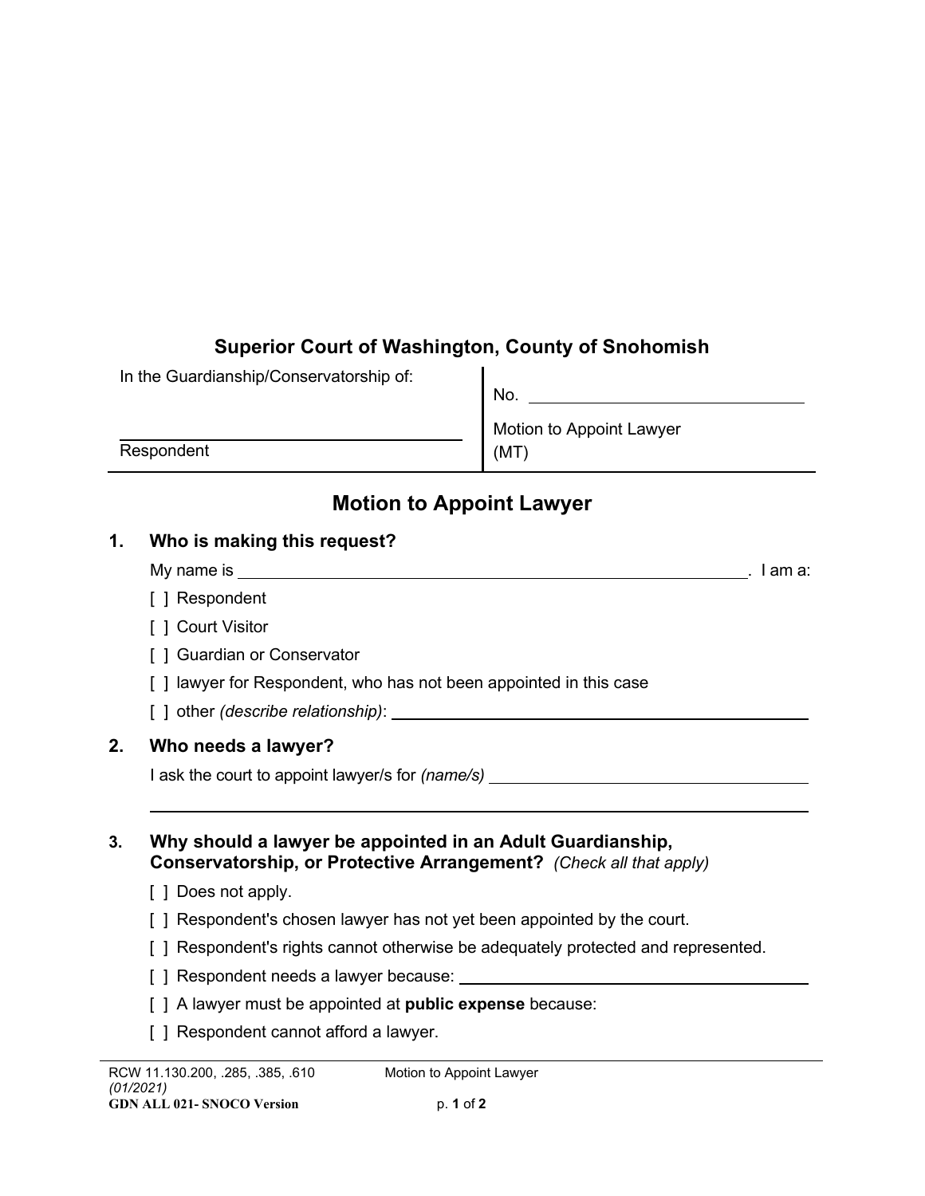## Superior Court of Washington, County of Snohomish

| In the Guardianship/Conservatorship of: | No. \_\_\_\_\_\_\_\_\_\_\_\_\_\_\_\_\_\_\_\_ |
| --- | --- |
| \_\_\_\_\_\_\_\_\_\_\_\_\_\_\_\_\_\_\_\_\_\_\_\_\_\_\_\_\_\_ Respondent | Motion to Appoint Lawyer (MT) |

# Motion to Appoint Lawyer

## 1. Who is making this request?

My name is \_\_\_\_\_\_\_\_\_\_\_\_\_\_\_\_\_\_\_\_\_\_\_\_\_\_\_\_\_\_\_\_\_\_\_\_\_\_\_\_\_\_. I am a:

[ ] Respondent

[ ] Court Visitor

[ ] Guardian or Conservator

[ ] lawyer for Respondent, who has not been appointed in this case

[ ] other *(describe relationship)*: \_\_\_\_\_\_\_\_\_\_\_\_\_\_\_\_\_\_\_\_\_\_\_\_\_\_\_\_\_\_\_\_\_\_\_\_

## 2. Who needs a lawyer?

I ask the court to appoint lawyer/s for *(name/s)* \_\_\_\_\_\_\_\_\_\_\_\_\_\_\_\_\_\_\_\_\_\_\_\_\_\_\_\_\_\_\_\_\_\_\_\_

\_\_\_\_\_\_\_\_\_\_\_\_\_\_\_\_\_\_\_\_\_\_\_\_\_\_\_\_\_\_\_\_\_\_\_\_\_\_\_\_\_\_\_\_\_\_\_\_\_\_\_\_\_\_\_\_\_\_\_\_\_\_\_\_\_\_\_\_\_\_

## 3. Why should a lawyer be appointed in an Adult Guardianship, Conservatorship, or Protective Arrangement? *(Check all that apply)*

[ ] Does not apply.

[ ] Respondent's chosen lawyer has not yet been appointed by the court.

[ ] Respondent's rights cannot otherwise be adequately protected and represented.

[ ] Respondent needs a lawyer because: \_\_\_\_\_\_\_\_\_\_\_\_\_\_\_\_\_\_\_\_\_\_\_\_\_\_\_\_\_\_\_\_\_\_\_\_

[ ] A lawyer must be appointed at **public expense** because:

[ ] Respondent cannot afford a lawyer.

RCW 11.130.200, .285, .385, .610
*(01/2021)*
**GDN ALL 021- SNOCO Version**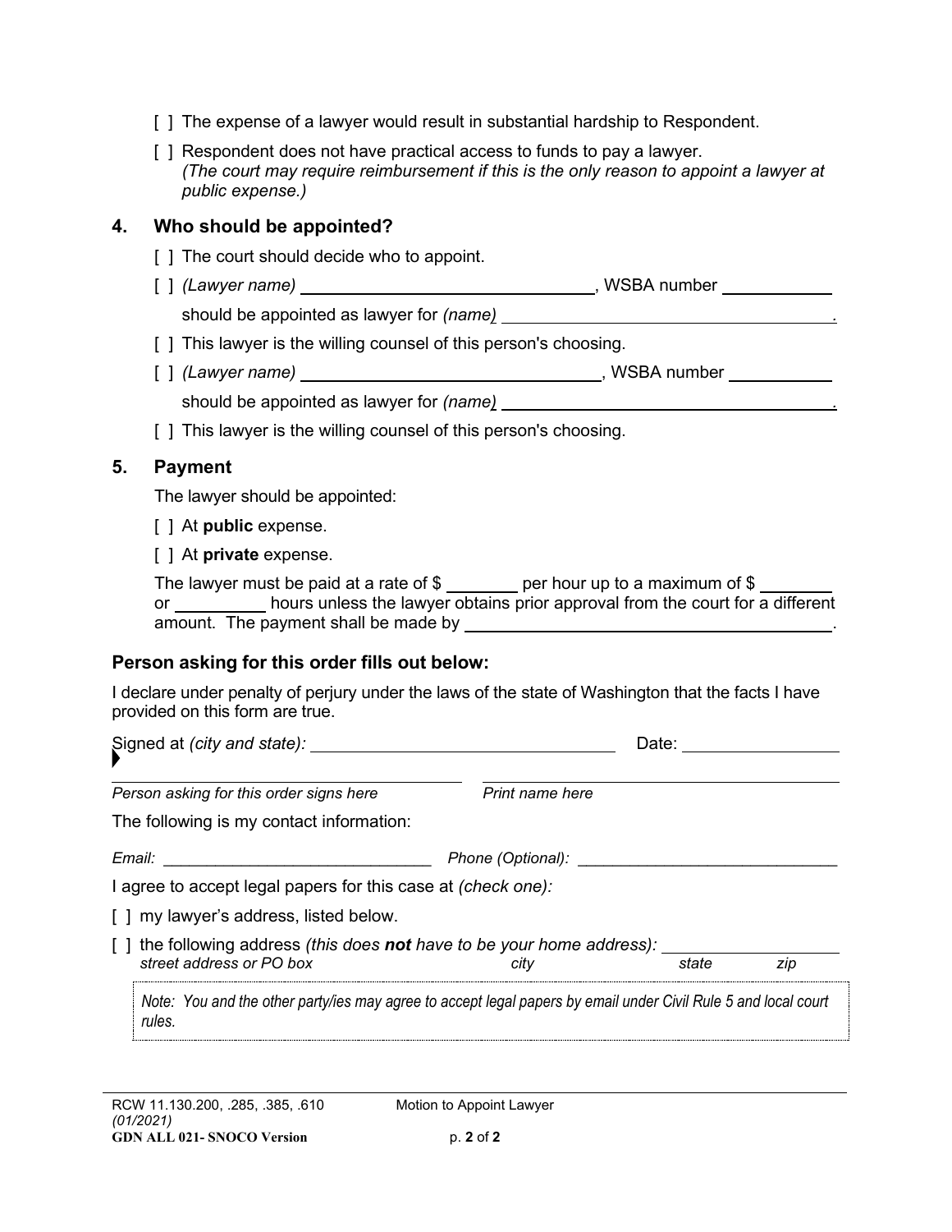[ ] The expense of a lawyer would result in substantial hardship to Respondent.

[ ] Respondent does not have practical access to funds to pay a lawyer.
*(The court may require reimbursement if this is the only reason to appoint a lawyer at public expense.)*

## 4. Who should be appointed?

[ ] The court should decide who to appoint.

[ ] *(Lawyer name)* ______________________, WSBA number __________
should be appointed as lawyer for *(name)* ______________________.

[ ] This lawyer is the willing counsel of this person's choosing.

[ ] *(Lawyer name)* ______________________, WSBA number __________
should be appointed as lawyer for *(name)* ______________________.

[ ] This lawyer is the willing counsel of this person's choosing.

## 5. Payment

The lawyer should be appointed:

[ ] At **public** expense.

[ ] At **private** expense.

The lawyer must be paid at a rate of $ ________ per hour up to a maximum of $ ________ or __________ hours unless the lawyer obtains prior approval from the court for a different amount. The payment shall be made by ______________________.

### Person asking for this order fills out below:

I declare under penalty of perjury under the laws of the state of Washington that the facts I have provided on this form are true.

Signed at *(city and state):* ______________________ Date: ______________

______________________ ______________________
*Person asking for this order signs here* *Print name here*

The following is my contact information:

*Email:* ______________________ *Phone (Optional):* ______________________

I agree to accept legal papers for this case at *(check one):*

[ ] my lawyer's address, listed below.

[ ] the following address *(this does **not** have to be your home address):* ______________________
*street address or PO box* *city* *state* *zip*

*Note: You and the other party/ies may agree to accept legal papers by email under Civil Rule 5 and local court rules.*

RCW 11.130.200, .285, .385, .610
*(01/2021)*
**GDN ALL 021- SNOCO Version**

Motion to Appoint Lawyer